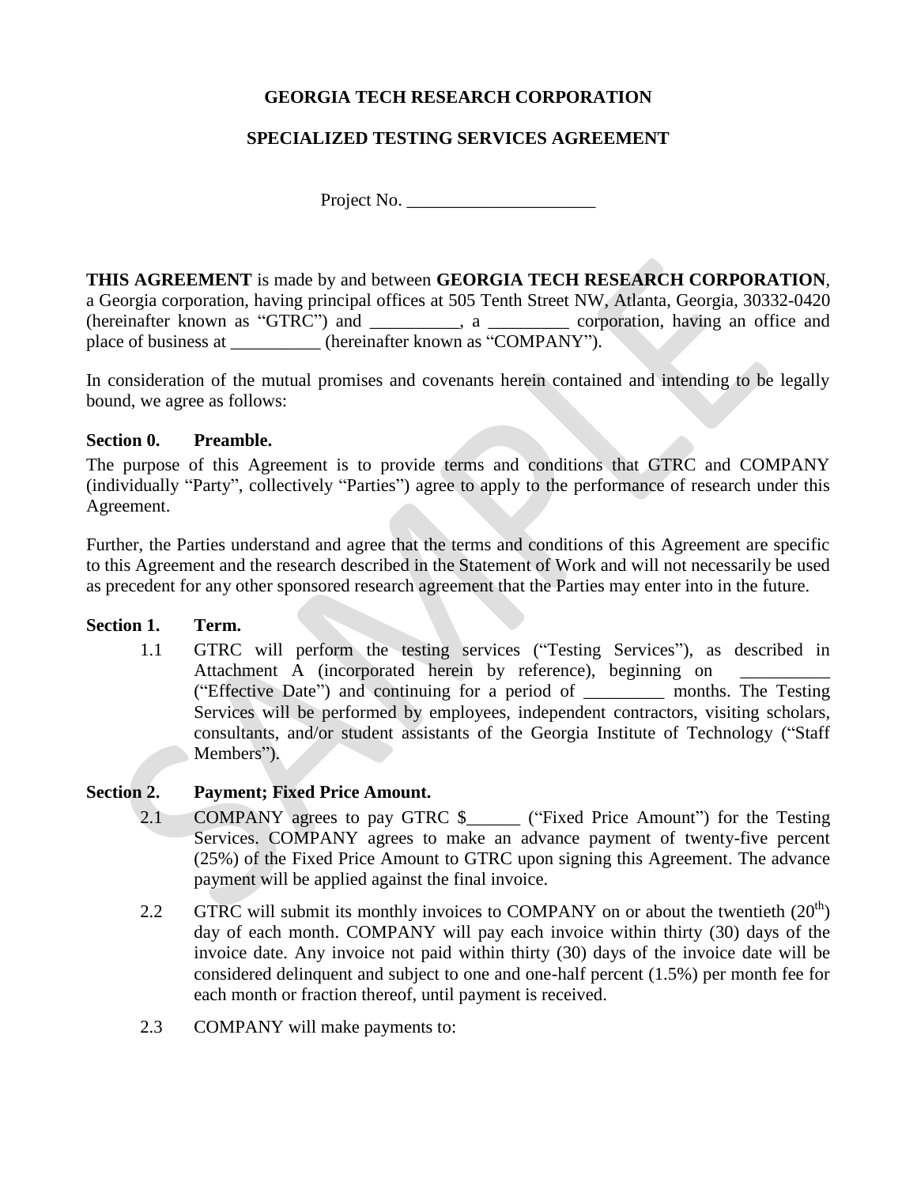**GEORGIA TECH RESEARCH CORPORATION**

**SPECIALIZED TESTING SERVICES AGREEMENT**

Project No. _____________________

**THIS AGREEMENT** is made by and between **GEORGIA TECH RESEARCH CORPORATION**, a Georgia corporation, having principal offices at 505 Tenth Street NW, Atlanta, Georgia, 30332-0420 (hereinafter known as "GTRC") and __________, a _________ corporation, having an office and place of business at __________ (hereinafter known as "COMPANY").

In consideration of the mutual promises and covenants herein contained and intending to be legally bound, we agree as follows:

**Section 0. Preamble.**

The purpose of this Agreement is to provide terms and conditions that GTRC and COMPANY (individually "Party", collectively "Parties") agree to apply to the performance of research under this Agreement.

Further, the Parties understand and agree that the terms and conditions of this Agreement are specific to this Agreement and the research described in the Statement of Work and will not necessarily be used as precedent for any other sponsored research agreement that the Parties may enter into in the future.

**Section 1. Term.**

1.1 GTRC will perform the testing services ("Testing Services"), as described in Attachment A (incorporated herein by reference), beginning on __________ ("Effective Date") and continuing for a period of _________ months. The Testing Services will be performed by employees, independent contractors, visiting scholars, consultants, and/or student assistants of the Georgia Institute of Technology ("Staff Members").

**Section 2. Payment; Fixed Price Amount.**

2.1 COMPANY agrees to pay GTRC $______ ("Fixed Price Amount") for the Testing Services. COMPANY agrees to make an advance payment of twenty-five percent (25%) of the Fixed Price Amount to GTRC upon signing this Agreement. The advance payment will be applied against the final invoice.

2.2 GTRC will submit its monthly invoices to COMPANY on or about the twentieth (20th) day of each month. COMPANY will pay each invoice within thirty (30) days of the invoice date. Any invoice not paid within thirty (30) days of the invoice date will be considered delinquent and subject to one and one-half percent (1.5%) per month fee for each month or fraction thereof, until payment is received.

2.3 COMPANY will make payments to: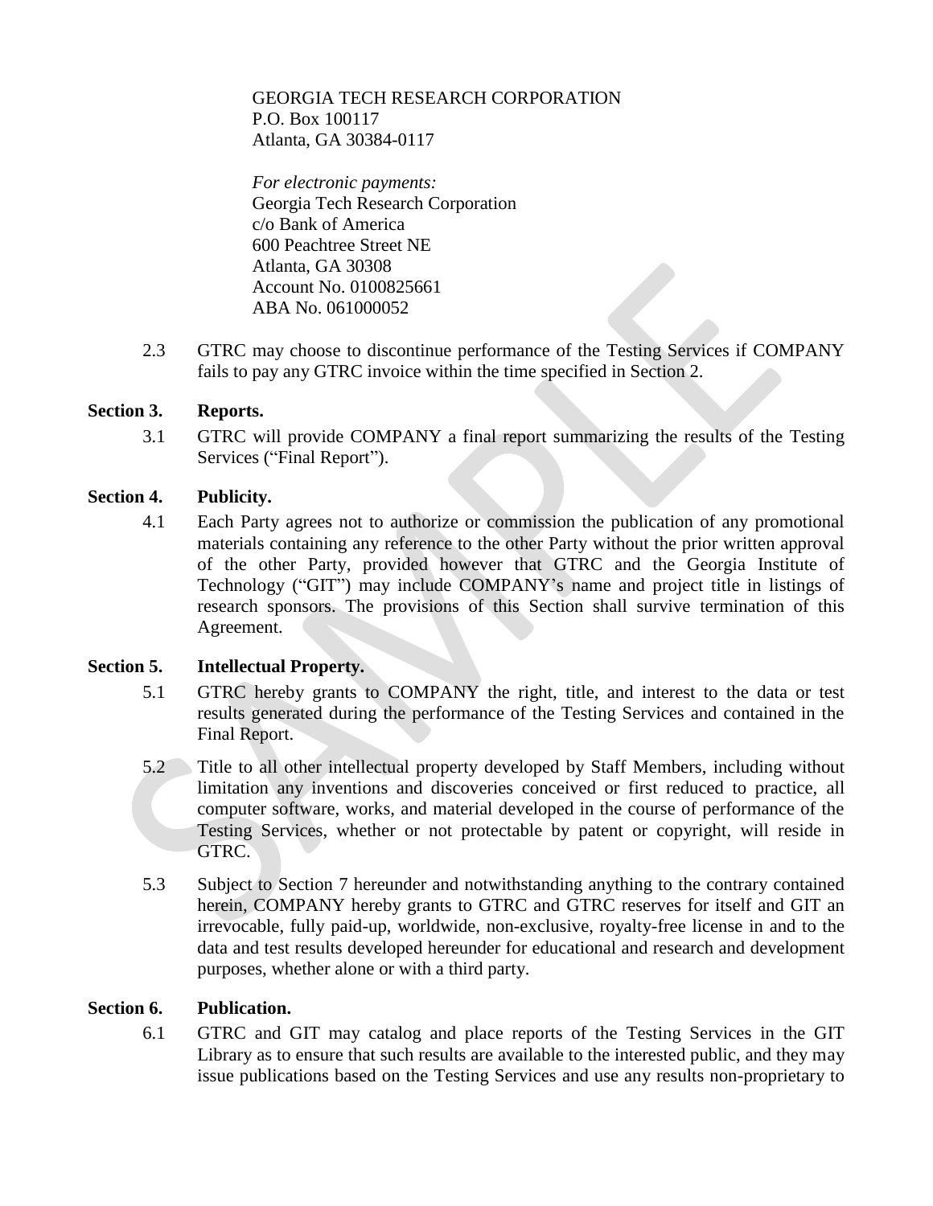GEORGIA TECH RESEARCH CORPORATION
P.O. Box 100117
Atlanta, GA 30384-0117

*For electronic payments:*
Georgia Tech Research Corporation
c/o Bank of America
600 Peachtree Street NE
Atlanta, GA 30308
Account No. 0100825661
ABA No. 061000052

2.3 GTRC may choose to discontinue performance of the Testing Services if COMPANY fails to pay any GTRC invoice within the time specified in Section 2.

**Section 3. Reports.**

3.1 GTRC will provide COMPANY a final report summarizing the results of the Testing Services ("Final Report").

**Section 4. Publicity.**

4.1 Each Party agrees not to authorize or commission the publication of any promotional materials containing any reference to the other Party without the prior written approval of the other Party, provided however that GTRC and the Georgia Institute of Technology ("GIT") may include COMPANY's name and project title in listings of research sponsors. The provisions of this Section shall survive termination of this Agreement.

**Section 5. Intellectual Property.**

5.1 GTRC hereby grants to COMPANY the right, title, and interest to the data or test results generated during the performance of the Testing Services and contained in the Final Report.

5.2 Title to all other intellectual property developed by Staff Members, including without limitation any inventions and discoveries conceived or first reduced to practice, all computer software, works, and material developed in the course of performance of the Testing Services, whether or not protectable by patent or copyright, will reside in GTRC.

5.3 Subject to Section 7 hereunder and notwithstanding anything to the contrary contained herein, COMPANY hereby grants to GTRC and GTRC reserves for itself and GIT an irrevocable, fully paid-up, worldwide, non-exclusive, royalty-free license in and to the data and test results developed hereunder for educational and research and development purposes, whether alone or with a third party.

**Section 6. Publication.**

6.1 GTRC and GIT may catalog and place reports of the Testing Services in the GIT Library as to ensure that such results are available to the interested public, and they may issue publications based on the Testing Services and use any results non-proprietary to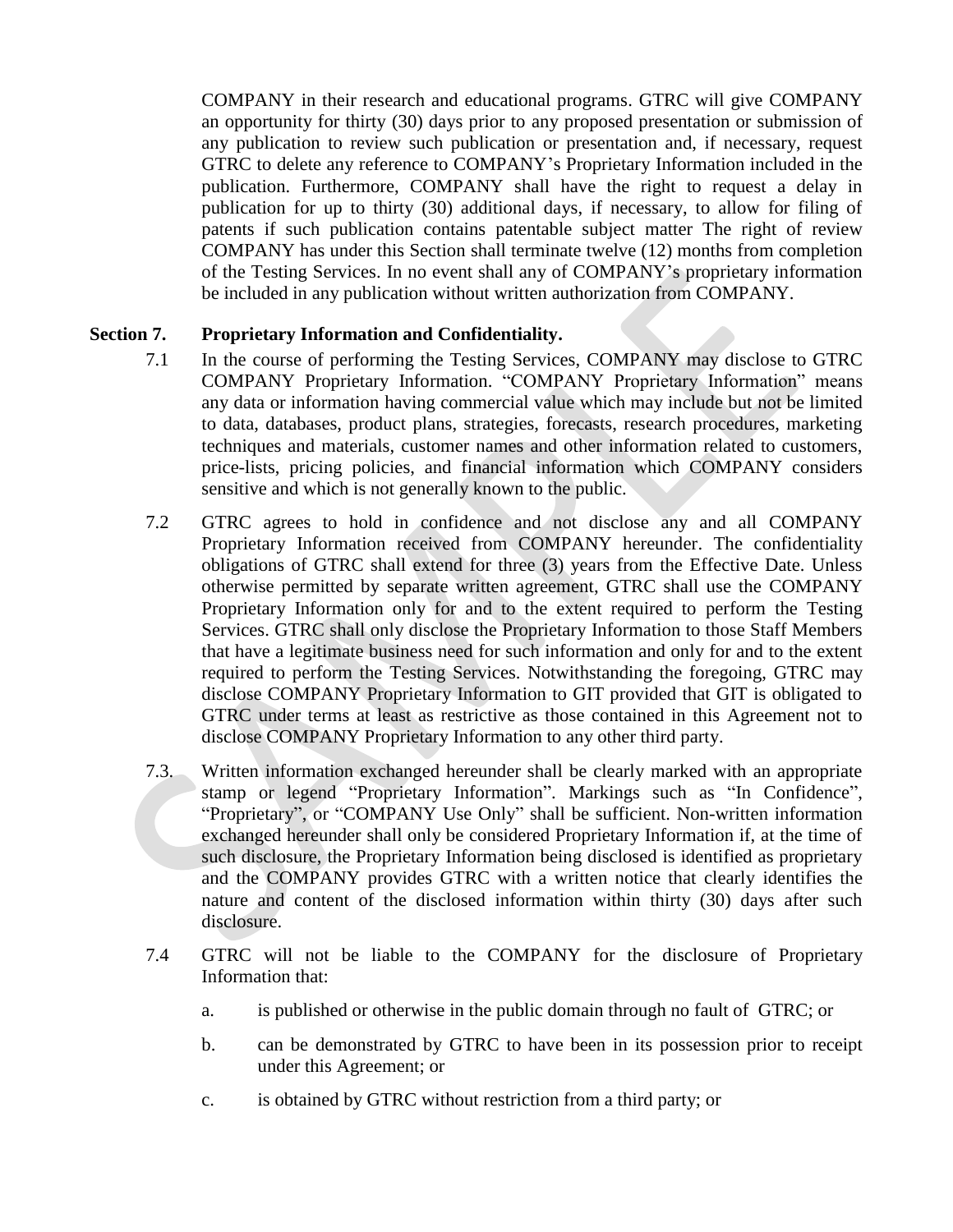COMPANY in their research and educational programs. GTRC will give COMPANY an opportunity for thirty (30) days prior to any proposed presentation or submission of any publication to review such publication or presentation and, if necessary, request GTRC to delete any reference to COMPANY's Proprietary Information included in the publication. Furthermore, COMPANY shall have the right to request a delay in publication for up to thirty (30) additional days, if necessary, to allow for filing of patents if such publication contains patentable subject matter The right of review COMPANY has under this Section shall terminate twelve (12) months from completion of the Testing Services. In no event shall any of COMPANY's proprietary information be included in any publication without written authorization from COMPANY.

**Section 7. Proprietary Information and Confidentiality.**

7.1 In the course of performing the Testing Services, COMPANY may disclose to GTRC COMPANY Proprietary Information. "COMPANY Proprietary Information" means any data or information having commercial value which may include but not be limited to data, databases, product plans, strategies, forecasts, research procedures, marketing techniques and materials, customer names and other information related to customers, price-lists, pricing policies, and financial information which COMPANY considers sensitive and which is not generally known to the public.

7.2 GTRC agrees to hold in confidence and not disclose any and all COMPANY Proprietary Information received from COMPANY hereunder. The confidentiality obligations of GTRC shall extend for three (3) years from the Effective Date. Unless otherwise permitted by separate written agreement, GTRC shall use the COMPANY Proprietary Information only for and to the extent required to perform the Testing Services. GTRC shall only disclose the Proprietary Information to those Staff Members that have a legitimate business need for such information and only for and to the extent required to perform the Testing Services. Notwithstanding the foregoing, GTRC may disclose COMPANY Proprietary Information to GIT provided that GIT is obligated to GTRC under terms at least as restrictive as those contained in this Agreement not to disclose COMPANY Proprietary Information to any other third party.

7.3. Written information exchanged hereunder shall be clearly marked with an appropriate stamp or legend "Proprietary Information". Markings such as "In Confidence", "Proprietary", or "COMPANY Use Only" shall be sufficient. Non-written information exchanged hereunder shall only be considered Proprietary Information if, at the time of such disclosure, the Proprietary Information being disclosed is identified as proprietary and the COMPANY provides GTRC with a written notice that clearly identifies the nature and content of the disclosed information within thirty (30) days after such disclosure.

7.4 GTRC will not be liable to the COMPANY for the disclosure of Proprietary Information that:

a. is published or otherwise in the public domain through no fault of GTRC; or

b. can be demonstrated by GTRC to have been in its possession prior to receipt under this Agreement; or

c. is obtained by GTRC without restriction from a third party; or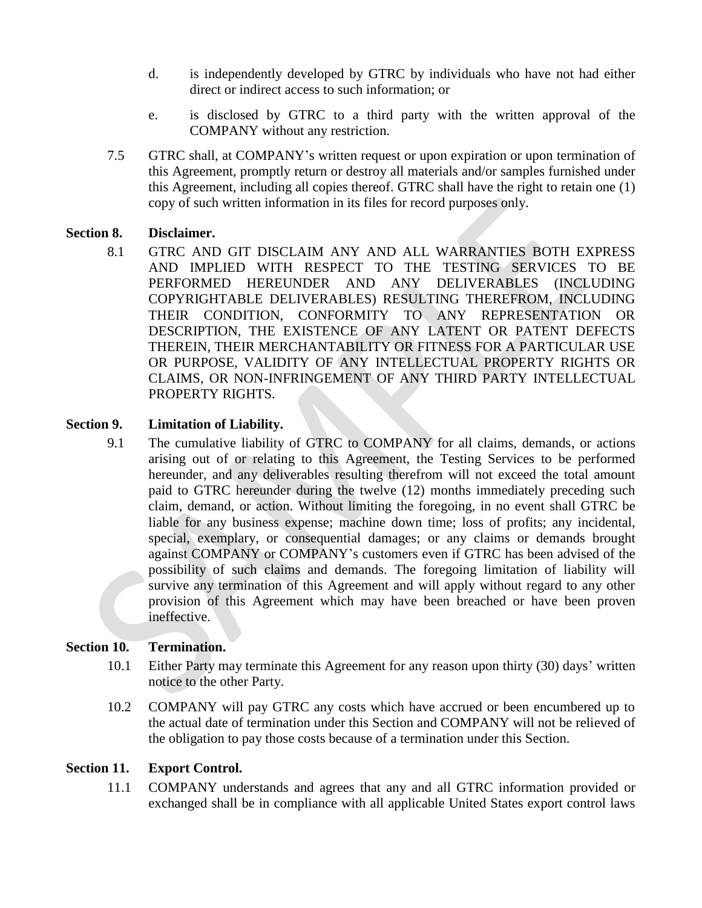d. is independently developed by GTRC by individuals who have not had either direct or indirect access to such information; or

e. is disclosed by GTRC to a third party with the written approval of the COMPANY without any restriction.

7.5 GTRC shall, at COMPANY's written request or upon expiration or upon termination of this Agreement, promptly return or destroy all materials and/or samples furnished under this Agreement, including all copies thereof. GTRC shall have the right to retain one (1) copy of such written information in its files for record purposes only.

**Section 8. Disclaimer.**

8.1 GTRC AND GIT DISCLAIM ANY AND ALL WARRANTIES BOTH EXPRESS AND IMPLIED WITH RESPECT TO THE TESTING SERVICES TO BE PERFORMED HEREUNDER AND ANY DELIVERABLES (INCLUDING COPYRIGHTABLE DELIVERABLES) RESULTING THEREFROM, INCLUDING THEIR CONDITION, CONFORMITY TO ANY REPRESENTATION OR DESCRIPTION, THE EXISTENCE OF ANY LATENT OR PATENT DEFECTS THEREIN, THEIR MERCHANTABILITY OR FITNESS FOR A PARTICULAR USE OR PURPOSE, VALIDITY OF ANY INTELLECTUAL PROPERTY RIGHTS OR CLAIMS, OR NON-INFRINGEMENT OF ANY THIRD PARTY INTELLECTUAL PROPERTY RIGHTS.

**Section 9. Limitation of Liability.**

9.1 The cumulative liability of GTRC to COMPANY for all claims, demands, or actions arising out of or relating to this Agreement, the Testing Services to be performed hereunder, and any deliverables resulting therefrom will not exceed the total amount paid to GTRC hereunder during the twelve (12) months immediately preceding such claim, demand, or action. Without limiting the foregoing, in no event shall GTRC be liable for any business expense; machine down time; loss of profits; any incidental, special, exemplary, or consequential damages; or any claims or demands brought against COMPANY or COMPANY's customers even if GTRC has been advised of the possibility of such claims and demands. The foregoing limitation of liability will survive any termination of this Agreement and will apply without regard to any other provision of this Agreement which may have been breached or have been proven ineffective.

**Section 10. Termination.**

10.1 Either Party may terminate this Agreement for any reason upon thirty (30) days' written notice to the other Party.

10.2 COMPANY will pay GTRC any costs which have accrued or been encumbered up to the actual date of termination under this Section and COMPANY will not be relieved of the obligation to pay those costs because of a termination under this Section.

**Section 11. Export Control.**

11.1 COMPANY understands and agrees that any and all GTRC information provided or exchanged shall be in compliance with all applicable United States export control laws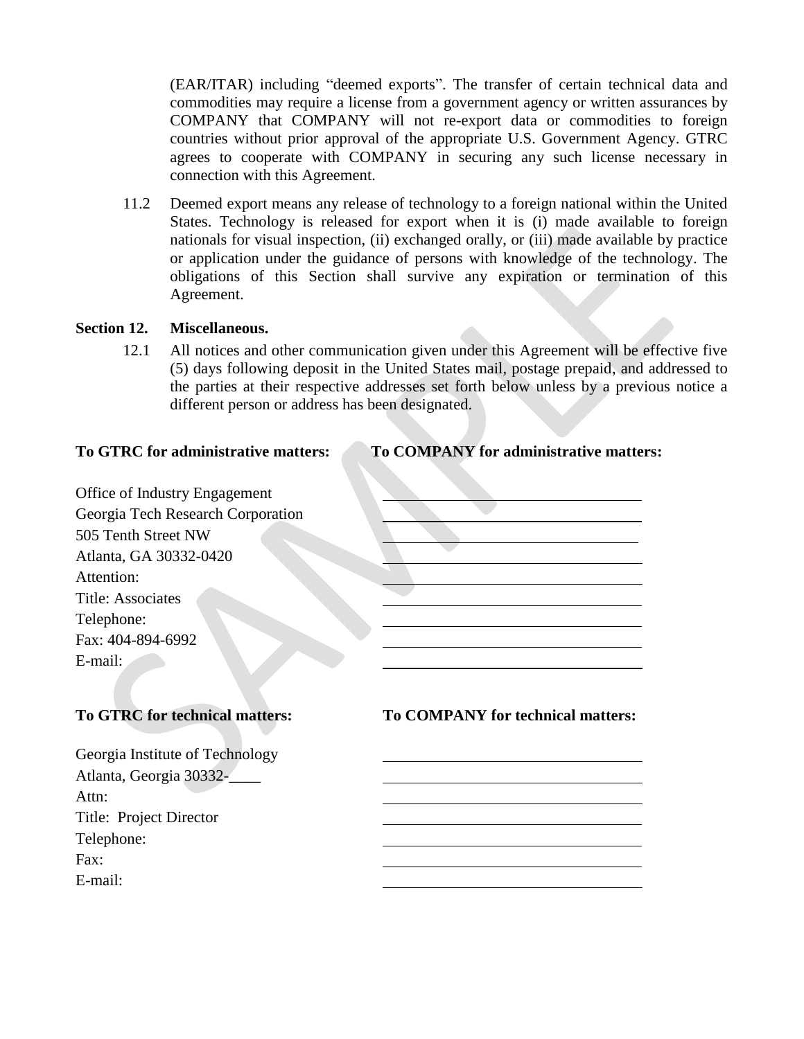(EAR/ITAR) including "deemed exports". The transfer of certain technical data and commodities may require a license from a government agency or written assurances by COMPANY that COMPANY will not re-export data or commodities to foreign countries without prior approval of the appropriate U.S. Government Agency. GTRC agrees to cooperate with COMPANY in securing any such license necessary in connection with this Agreement.

11.2 Deemed export means any release of technology to a foreign national within the United States. Technology is released for export when it is (i) made available to foreign nationals for visual inspection, (ii) exchanged orally, or (iii) made available by practice or application under the guidance of persons with knowledge of the technology. The obligations of this Section shall survive any expiration or termination of this Agreement.

**Section 12. Miscellaneous.**

12.1 All notices and other communication given under this Agreement will be effective five (5) days following deposit in the United States mail, postage prepaid, and addressed to the parties at their respective addresses set forth below unless by a previous notice a different person or address has been designated.

| **To GTRC for administrative matters:** | **To COMPANY for administrative matters:** |
|---|---|
| Office of Industry Engagement | \_\_\_\_\_\_\_\_\_\_\_\_\_\_\_\_\_\_\_\_\_\_\_\_\_\_\_\_\_\_ |
| Georgia Tech Research Corporation | \_\_\_\_\_\_\_\_\_\_\_\_\_\_\_\_\_\_\_\_\_\_\_\_\_\_\_\_\_\_ |
| 505 Tenth Street NW | \_\_\_\_\_\_\_\_\_\_\_\_\_\_\_\_\_\_\_\_\_\_\_\_\_\_\_\_\_\_ |
| Atlanta, GA 30332-0420 | \_\_\_\_\_\_\_\_\_\_\_\_\_\_\_\_\_\_\_\_\_\_\_\_\_\_\_\_\_\_ |
| Attention: | \_\_\_\_\_\_\_\_\_\_\_\_\_\_\_\_\_\_\_\_\_\_\_\_\_\_\_\_\_\_ |
| Title: Associates | \_\_\_\_\_\_\_\_\_\_\_\_\_\_\_\_\_\_\_\_\_\_\_\_\_\_\_\_\_\_ |
| Telephone: | \_\_\_\_\_\_\_\_\_\_\_\_\_\_\_\_\_\_\_\_\_\_\_\_\_\_\_\_\_\_ |
| Fax: 404-894-6992 | \_\_\_\_\_\_\_\_\_\_\_\_\_\_\_\_\_\_\_\_\_\_\_\_\_\_\_\_\_\_ |
| E-mail: | \_\_\_\_\_\_\_\_\_\_\_\_\_\_\_\_\_\_\_\_\_\_\_\_\_\_\_\_\_\_ |

| **To GTRC for technical matters:** | **To COMPANY for technical matters:** |
|---|---|
| Georgia Institute of Technology | \_\_\_\_\_\_\_\_\_\_\_\_\_\_\_\_\_\_\_\_\_\_\_\_\_\_\_\_\_\_ |
| Atlanta, Georgia 30332-\_\_\_\_ | \_\_\_\_\_\_\_\_\_\_\_\_\_\_\_\_\_\_\_\_\_\_\_\_\_\_\_\_\_\_ |
| Attn: | \_\_\_\_\_\_\_\_\_\_\_\_\_\_\_\_\_\_\_\_\_\_\_\_\_\_\_\_\_\_ |
| Title: Project Director | \_\_\_\_\_\_\_\_\_\_\_\_\_\_\_\_\_\_\_\_\_\_\_\_\_\_\_\_\_\_ |
| Telephone: | \_\_\_\_\_\_\_\_\_\_\_\_\_\_\_\_\_\_\_\_\_\_\_\_\_\_\_\_\_\_ |
| Fax: | \_\_\_\_\_\_\_\_\_\_\_\_\_\_\_\_\_\_\_\_\_\_\_\_\_\_\_\_\_\_ |
| E-mail: | \_\_\_\_\_\_\_\_\_\_\_\_\_\_\_\_\_\_\_\_\_\_\_\_\_\_\_\_\_\_ |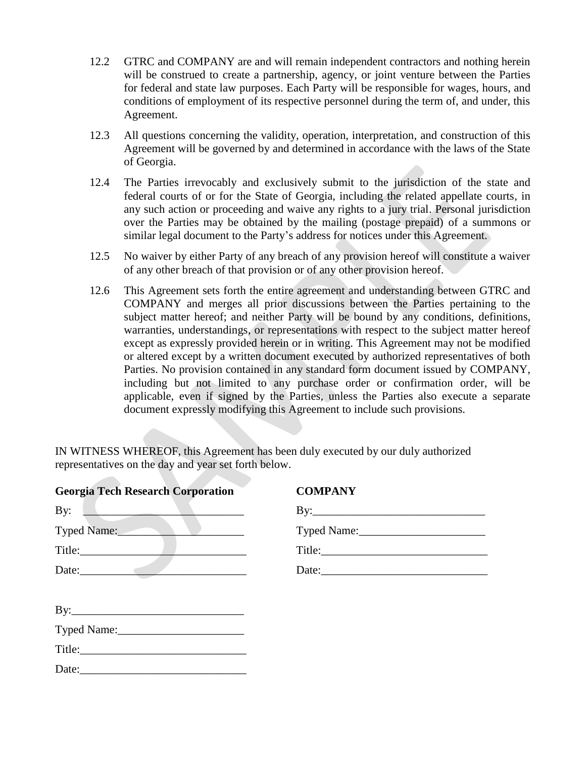12.2 GTRC and COMPANY are and will remain independent contractors and nothing herein will be construed to create a partnership, agency, or joint venture between the Parties for federal and state law purposes. Each Party will be responsible for wages, hours, and conditions of employment of its respective personnel during the term of, and under, this Agreement.

12.3 All questions concerning the validity, operation, interpretation, and construction of this Agreement will be governed by and determined in accordance with the laws of the State of Georgia.

12.4 The Parties irrevocably and exclusively submit to the jurisdiction of the state and federal courts of or for the State of Georgia, including the related appellate courts, in any such action or proceeding and waive any rights to a jury trial. Personal jurisdiction over the Parties may be obtained by the mailing (postage prepaid) of a summons or similar legal document to the Party's address for notices under this Agreement.

12.5 No waiver by either Party of any breach of any provision hereof will constitute a waiver of any other breach of that provision or of any other provision hereof.

12.6 This Agreement sets forth the entire agreement and understanding between GTRC and COMPANY and merges all prior discussions between the Parties pertaining to the subject matter hereof; and neither Party will be bound by any conditions, definitions, warranties, understandings, or representations with respect to the subject matter hereof except as expressly provided herein or in writing. This Agreement may not be modified or altered except by a written document executed by authorized representatives of both Parties. No provision contained in any standard form document issued by COMPANY, including but not limited to any purchase order or confirmation order, will be applicable, even if signed by the Parties, unless the Parties also execute a separate document expressly modifying this Agreement to include such provisions.

IN WITNESS WHEREOF, this Agreement has been duly executed by our duly authorized representatives on the day and year set forth below.

**Georgia Tech Research Corporation**

By: ______________________________

Typed Name: ______________________

Title: ____________________________

Date: ____________________________

By: ______________________________

Typed Name: ______________________

Title: ____________________________

Date: ____________________________

**COMPANY**

By: ______________________________

Typed Name: ______________________

Title: ____________________________

Date: ____________________________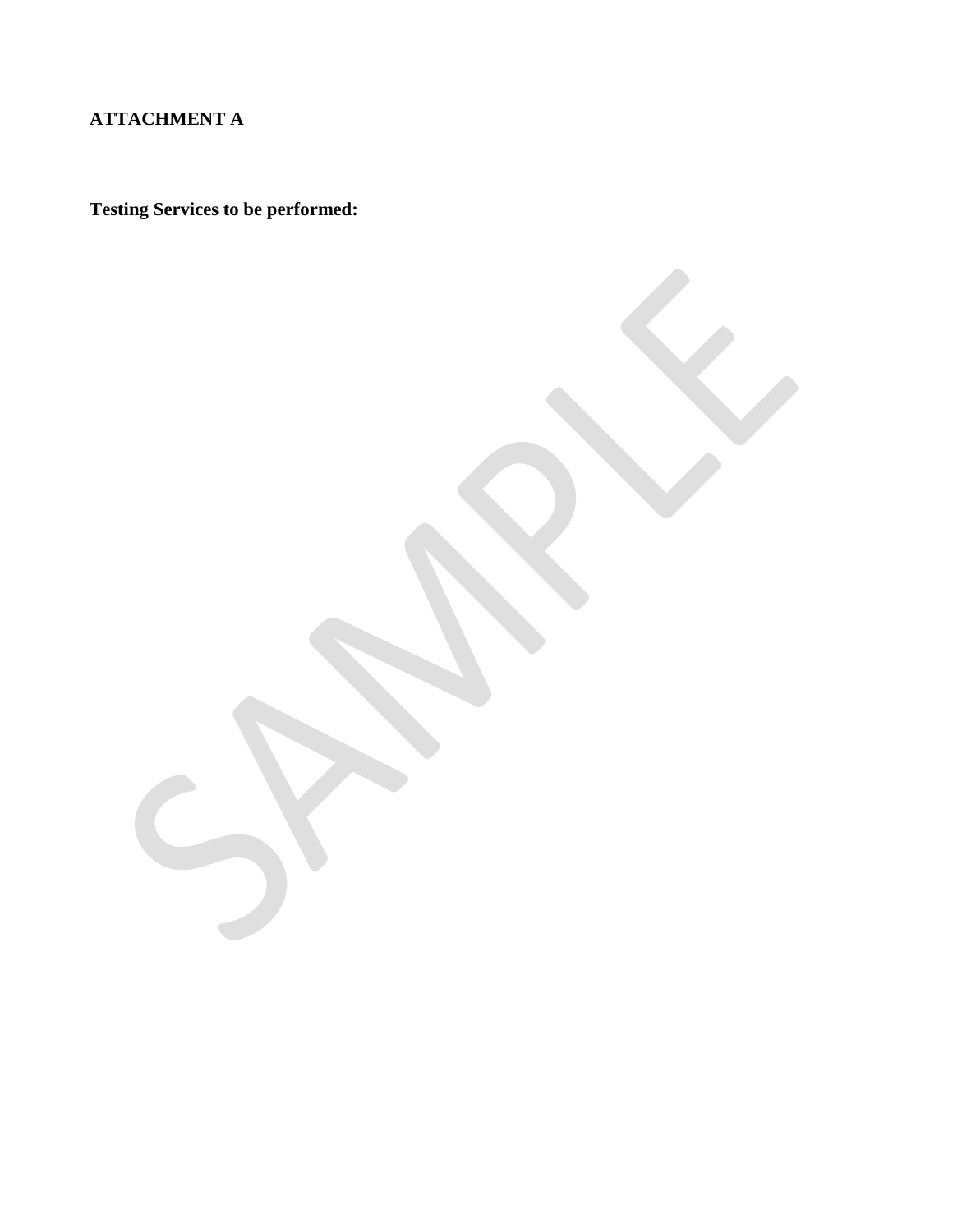**ATTACHMENT A**

**Testing Services to be performed:**